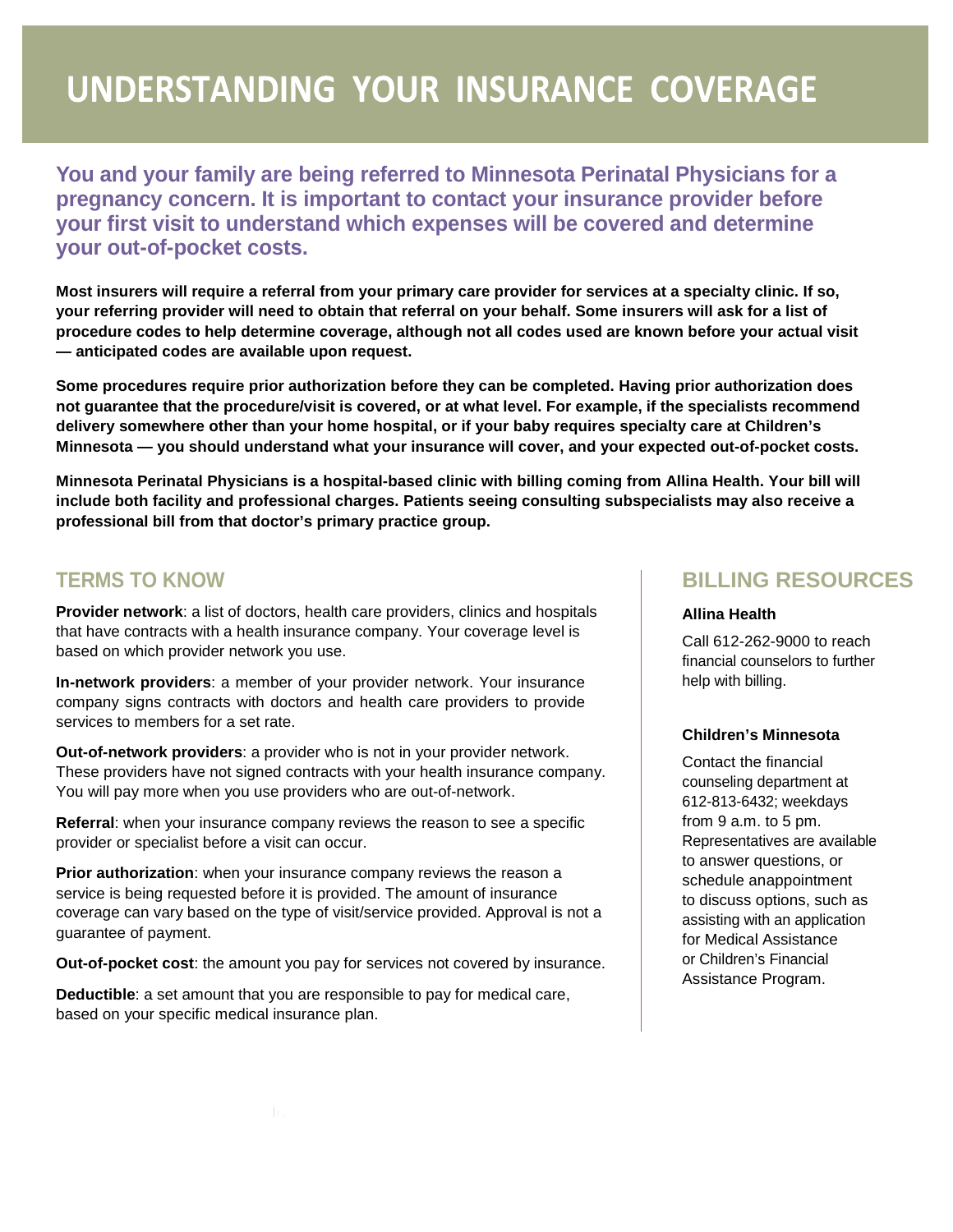# UNDERSTANDING YOUR INSURANCE COVERAGE

**You and your family are being referred to Minnesota Perinatal Physicians for a pregnancy concern. It is important to contact your insurance provider before your first visit to understand which expenses will be covered and determine your out-of-pocket costs.**

**Most insurers will require a referral from your primary care provider for services at a specialty clinic. If so, your referring provider will need to obtain that referral on your behalf. Some insurers will ask for a list of procedure codes to help determine coverage, although not all codes used are known before your actual visit — anticipated codes are available upon request.**

**Some procedures require prior authorization before they can be completed. Having prior authorization does not guarantee that the procedure/visit is covered, or at what level. For example, if the specialists recommend delivery somewhere other than your home hospital, or if your baby requires specialty care at Children's Minnesota — you should understand what your insurance will cover, and your expected out-of-pocket costs.**

**Minnesota Perinatal Physicians is a hospital-based clinic with billing coming from Allina Health. Your bill will include both facility and professional charges. Patients seeing consulting subspecialists may also receive a professional bill from that doctor's primary practice group.**

## TERMS TO KNOW

**Provider network**: a list of doctors, health care providers, clinics and hospitals that have contracts with a health insurance company. Your coverage level is based on which provider network you use.

**In-network providers**: a member of your provider network. Your insurance company signs contracts with doctors and health care providers to provide services to members for a set rate.

**Out-of-network providers**: a provider who is not in your provider network. These providers have not signed contracts with your health insurance company. You will pay more when you use providers who are out-of-network.

**Referral**: when your insurance company reviews the reason to see a specific provider or specialist before a visit can occur.

**Prior authorization**: when your insurance company reviews the reason a service is being requested before it is provided. The amount of insurance coverage can vary based on the type of visit/service provided. Approval is not a guarantee of payment.

**Out-of-pocket cost**: the amount you pay for services not covered by insurance.

**Deductible**: a set amount that you are responsible to pay for medical care, based on your specific medical insurance plan.

## BILLING RESOURCES

**Allina Health**

Call 612-262-9000 to reach financial counselors to further help with billing.

**Children's Minnesota**

Contact the financial counseling department at 612-813-6432; weekdays from 9 a.m. to 5 pm. Representatives are available to answer questions, or schedule anappointment to discuss options, such as assisting with an application for Medical Assistance or Children's Financial Assistance Program.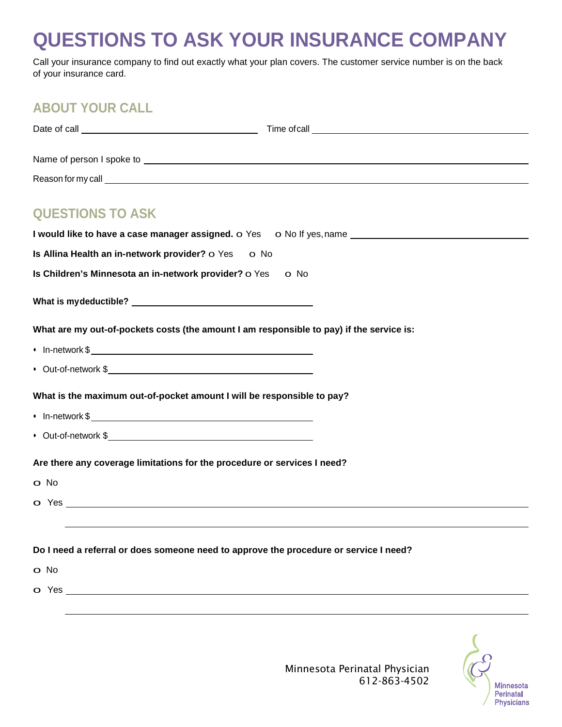# QUESTIONS TO ASK YOUR INSURANCE COMPANY

Call your insurance company to find out exactly what your plan covers. The customer service number is on the back of your insurance card.

## ABOUT YOUR CALL

Date of call ______________________ Time of call ______________________

Name of person I spoke to ______________________

Reason for my call ______________________

## QUESTIONS TO ASK

**I would like to have a case manager assigned.** o Yes o No If yes, name ______________________

**Is Allina Health an in-network provider?** o Yes o No

**Is Children's Minnesota an in-network provider?** o Yes o No

**What is my deductible?** ______________________

**What are my out-of-pockets costs (the amount I am responsible to pay) if the service is:**

- In-network $ ______________________
- Out-of-network $ ______________________

**What is the maximum out-of-pocket amount I will be responsible to pay?**

- In-network $ ______________________
- Out-of-network $ ______________________

**Are there any coverage limitations for the procedure or services I need?**

o No

o Yes ______________________

**Do I need a referral or does someone need to approve the procedure or service I need?**

o No

o Yes ______________________

Minnesota Perinatal Physician
612-863-4502

Minnesota Perinatal Physicians